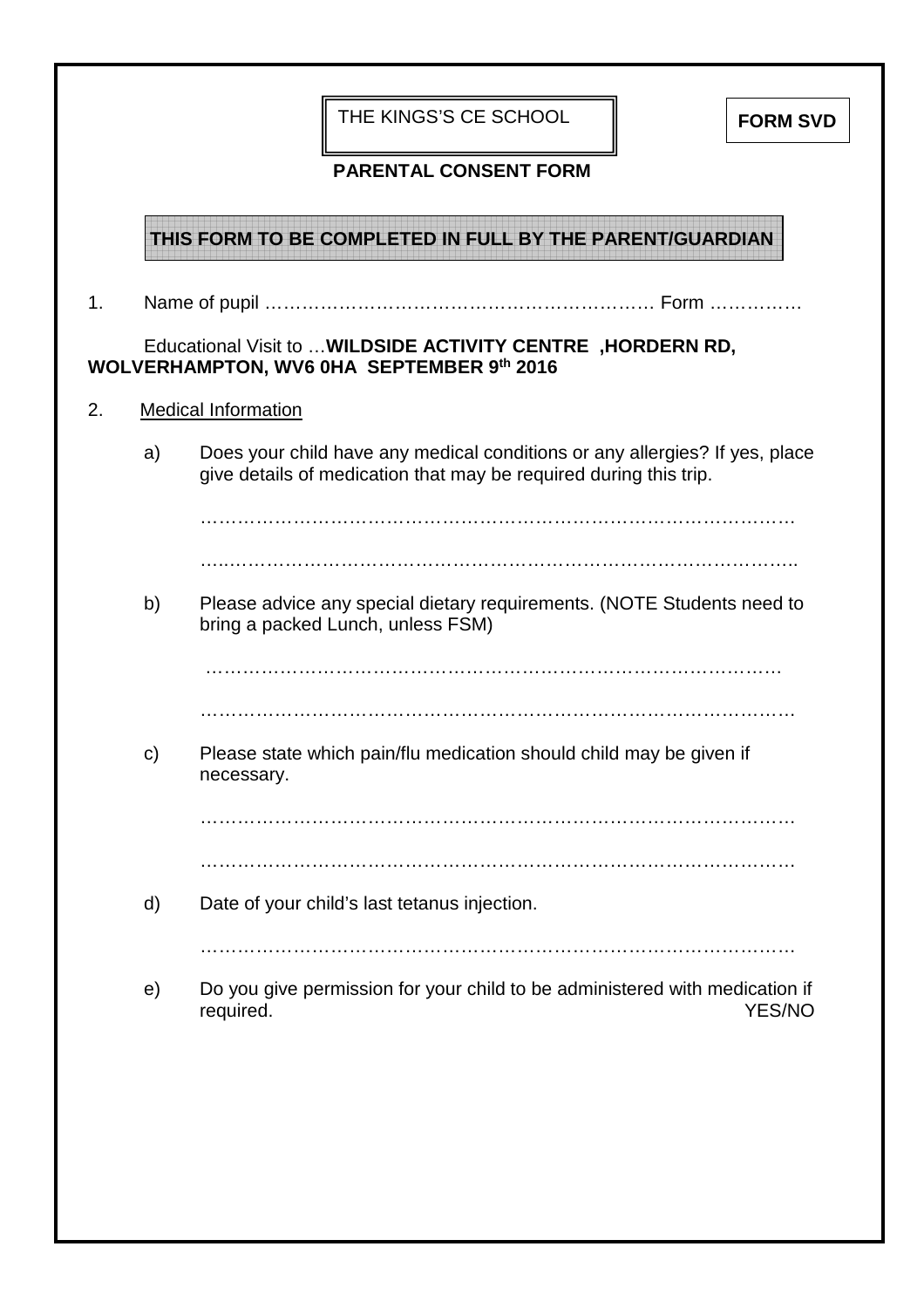THE KINGS'S CE SCHOOL

**FORM SVD**

**PARENTAL CONSENT FORM**

**THIS FORM TO BE COMPLETED IN FULL BY THE PARENT/GUARDIAN**

1. Name of pupil ……………………………………………………… Form ……………

Educational Visit to …**WILDSIDE ACTIVITY CENTRE ,HORDERN RD, WOLVERHAMPTON, WV6 0HA SEPTEMBER 9th 2016**

2. Medical Information

a) Does your child have any medical conditions or any allergies? If yes, place give details of medication that may be required during this trip.

………………………………………………………………………………

………………………………………………………………………………

b) Please advice any special dietary requirements. (NOTE Students need to bring a packed Lunch, unless FSM)

………………………………………………………………………………

………………………………………………………………………………

c) Please state which pain/flu medication should child may be given if necessary.

………………………………………………………………………………

………………………………………………………………………………

d) Date of your child's last tetanus injection.

………………………………………………………………………………

e) Do you give permission for your child to be administered with medication if required. YES/NO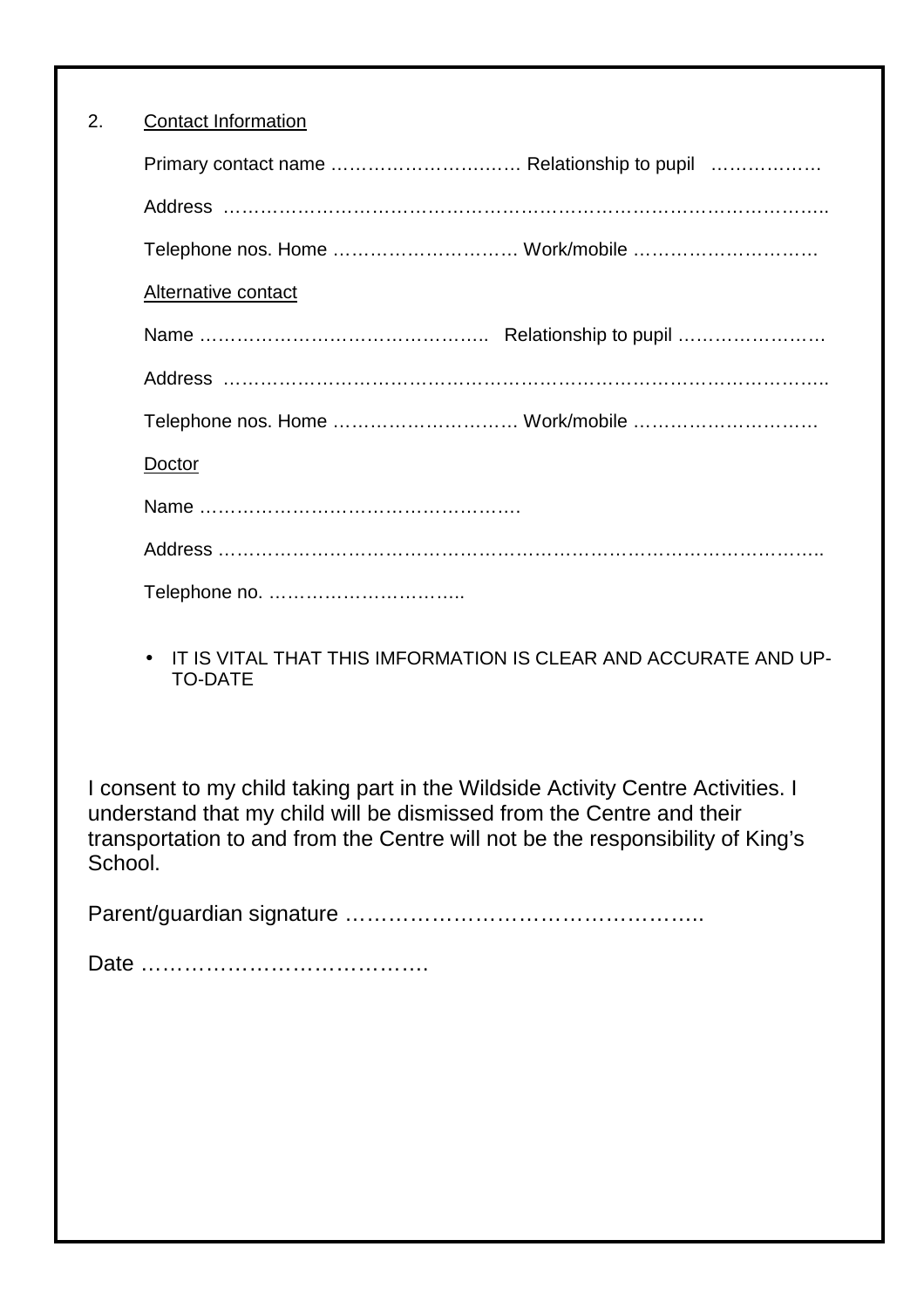2. Contact Information

Primary contact name …………………….…… Relationship to pupil ………………

Address …………………………………………………………………………………..

Telephone nos. Home ………………………… Work/mobile …………………………

Alternative contact

Name ……………………………………….. Relationship to pupil ……………………

Address …………………………………………………………………………………..

Telephone nos. Home ………………………… Work/mobile …………………………

Doctor

Name …………………………………………….

Address …………………………………………………………………………………..

Telephone no. …………………………..

- IT IS VITAL THAT THIS IMFORMATION IS CLEAR AND ACCURATE AND UP-TO-DATE

I consent to my child taking part in the Wildside Activity Centre Activities. I understand that my child will be dismissed from the Centre and their transportation to and from the Centre will not be the responsibility of King's School.

Parent/guardian signature …………………………………………..

Date ………………………………….